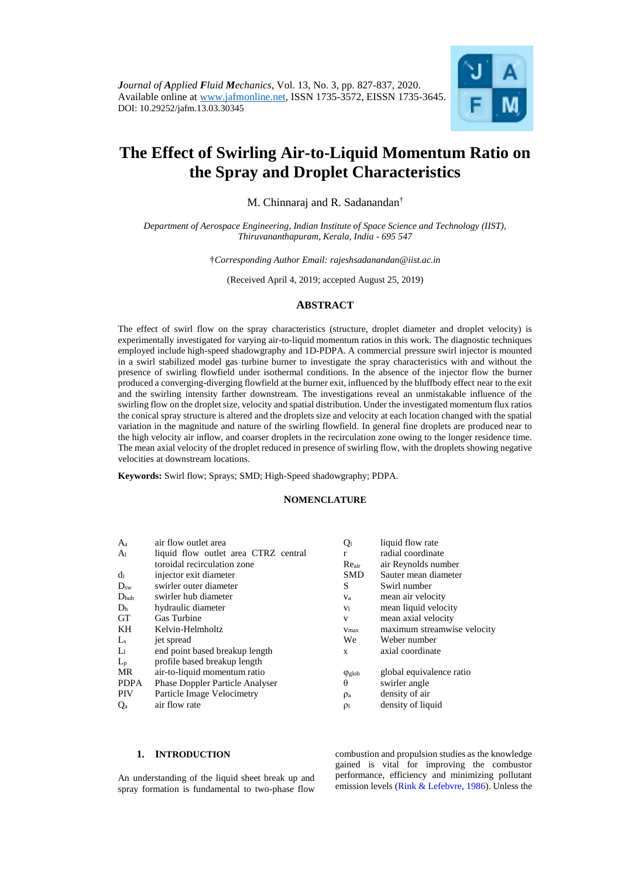*Journal of Applied Fluid Mechanics*, Vol. 13, No. 3, pp. 827-837, 2020.
Available online at www.jafmonline.net, ISSN 1735-3572, EISSN 1735-3645.
DOI: 10.29252/jafm.13.03.30345

# The Effect of Swirling Air-to-Liquid Momentum Ratio on the Spray and Droplet Characteristics

M. Chinnaraj and R. Sadanandan[†]

*Department of Aerospace Engineering, Indian Institute of Space Science and Technology (IIST), Thiruvananthapuram, Kerala, India - 695 547*

†*Corresponding Author Email: rajeshsadanandan@iist.ac.in*

(Received April 4, 2019; accepted August 25, 2019)

## ABSTRACT

The effect of swirl flow on the spray characteristics (structure, droplet diameter and droplet velocity) is experimentally investigated for varying air-to-liquid momentum ratios in this work. The diagnostic techniques employed include high-speed shadowgraphy and 1D-PDPA. A commercial pressure swirl injector is mounted in a swirl stabilized model gas turbine burner to investigate the spray characteristics with and without the presence of swirling flowfield under isothermal conditions. In the absence of the injector flow the burner produced a converging-diverging flowfield at the burner exit, influenced by the bluffbody effect near to the exit and the swirling intensity farther downstream. The investigations reveal an unmistakable influence of the swirling flow on the droplet size, velocity and spatial distribution. Under the investigated momentum flux ratios the conical spray structure is altered and the droplets size and velocity at each location changed with the spatial variation in the magnitude and nature of the swirling flowfield. In general fine droplets are produced near to the high velocity air inflow, and coarser droplets in the recirculation zone owing to the longer residence time. The mean axial velocity of the droplet reduced in presence of swirling flow, with the droplets showing negative velocities at downstream locations.

**Keywords:** Swirl flow; Sprays; SMD; High-Speed shadowgraphy; PDPA.

## NOMENCLATURE

| | | | |
|---|---|---|---|
| $A_a$ | air flow outlet area | $Q_l$ | liquid flow rate |
| $A_l$ | liquid flow outlet area CTRZ central toroidal recirculation zone | r | radial coordinate |
| $d_l$ | injector exit diameter | $Re_{air}$ | air Reynolds number |
| $D_{sw}$ | swirler outer diameter | SMD | Sauter mean diameter |
| $D_{hub}$ | swirler hub diameter | S | Swirl number |
| $D_h$ | hydraulic diameter | $v_a$ | mean air velocity |
| GT | Gas Turbine | $v_l$ | mean liquid velocity |
| KH | Kelvin-Helmholtz | v | mean axial velocity |
| $L_s$ | jet spread | $v_{max}$ | maximum streamwise velocity |
| $L_l$ | end point based breakup length | We | Weber number |
| $L_p$ | profile based breakup length | x | axial coordinate |
| MR | air-to-liquid momentum ratio | $\varphi_{glob}$ | global equivalence ratio |
| PDPA | Phase Doppler Particle Analyser | $\theta$ | swirler angle |
| PIV | Particle Image Velocimetry | $\rho_a$ | density of air |
| $Q_a$ | air flow rate | $\rho_l$ | density of liquid |

## 1. INTRODUCTION

An understanding of the liquid sheet break up and spray formation is fundamental to two-phase flow combustion and propulsion studies as the knowledge gained is vital for improving the combustor performance, efficiency and minimizing pollutant emission levels (Rink & Lefebvre, 1986). Unless the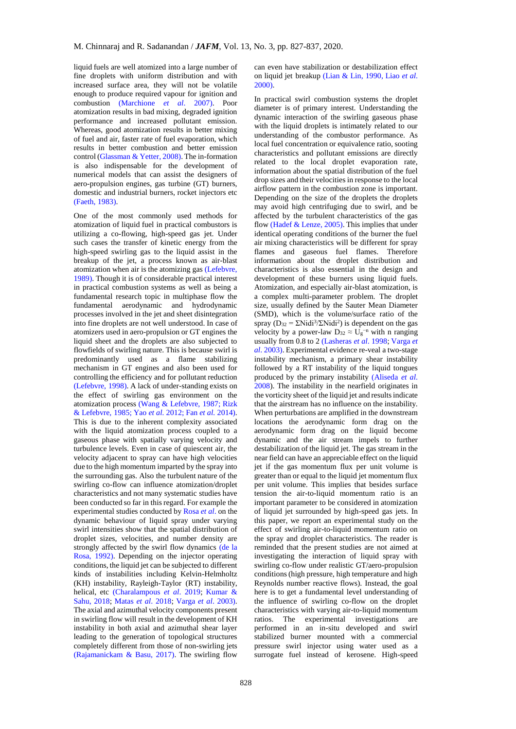liquid fuels are well atomized into a large number of fine droplets with uniform distribution and with increased surface area, they will not be volatile enough to produce required vapour for ignition and combustion (Marchione *et al*. 2007). Poor atomization results in bad mixing, degraded ignition performance and increased pollutant emission. Whereas, good atomization results in better mixing of fuel and air, faster rate of fuel evaporation, which results in better combustion and better emission control (Glassman & Yetter, 2008). The in-formation is also indispensable for the development of numerical models that can assist the designers of aero-propulsion engines, gas turbine (GT) burners, domestic and industrial burners, rocket injectors etc (Faeth, 1983).

One of the most commonly used methods for atomization of liquid fuel in practical combustors is utilizing a co-flowing, high-speed gas jet. Under such cases the transfer of kinetic energy from the high-speed swirling gas to the liquid assist in the breakup of the jet, a process known as air-blast atomization when air is the atomizing gas (Lefebvre, 1989). Though it is of considerable practical interest in practical combustion systems as well as being a fundamental research topic in multiphase flow the fundamental aerodynamic and hydrodynamic processes involved in the jet and sheet disintegration into fine droplets are not well understood. In case of atomizers used in aero-propulsion or GT engines the liquid sheet and the droplets are also subjected to flowfields of swirling nature. This is because swirl is predominantly used as a flame stabilizing mechanism in GT engines and also been used for controlling the efficiency and for pollutant reduction (Lefebvre, 1998). A lack of under-standing exists on the effect of swirling gas environment on the atomization process (Wang & Lefebvre, 1987; Rizk & Lefebvre, 1985; Yao *et al.* 2012; Fan *et al.* 2014). This is due to the inherent complexity associated with the liquid atomization process coupled to a gaseous phase with spatially varying velocity and turbulence levels. Even in case of quiescent air, the velocity adjacent to spray can have high velocities due to the high momentum imparted by the spray into the surrounding gas. Also the turbulent nature of the swirling co-flow can influence atomization/droplet characteristics and not many systematic studies have been conducted so far in this regard. For example the experimental studies conducted by Rosa *et al*. on the dynamic behaviour of liquid spray under varying swirl intensities show that the spatial distribution of droplet sizes, velocities, and number density are strongly affected by the swirl flow dynamics (de la Rosa, 1992). Depending on the injector operating conditions, the liquid jet can be subjected to different kinds of instabilities including Kelvin-Helmholtz (KH) instability, Rayleigh-Taylor (RT) instability, helical, etc (Charalampous *et al*. 2019; Kumar & Sahu, 2018; Matas *et al*. 2018; Varga *et al*. 2003). The axial and azimuthal velocity components present in swirling flow will result in the development of KH instability in both axial and azimuthal shear layer leading to the generation of topological structures completely different from those of non-swirling jets (Rajamanickam & Basu, 2017). The swirling flow can even have stabilization or destabilization effect on liquid jet breakup (Lian & Lin, 1990, Liao *et al.* 2000).

In practical swirl combustion systems the droplet diameter is of primary interest. Understanding the dynamic interaction of the swirling gaseous phase with the liquid droplets is intimately related to our understanding of the combustor performance. As local fuel concentration or equivalence ratio, sooting characteristics and pollutant emissions are directly related to the local droplet evaporation rate, information about the spatial distribution of the fuel drop sizes and their velocities in response to the local airflow pattern in the combustion zone is important. Depending on the size of the droplets the droplets may avoid high centrifuging due to swirl, and be affected by the turbulent characteristics of the gas flow (Hadef & Lenze, 2005). This implies that under identical operating conditions of the burner the fuel air mixing characteristics will be different for spray flames and gaseous fuel flames. Therefore information about the droplet distribution and characteristics is also essential in the design and development of these burners using liquid fuels. Atomization, and especially air-blast atomization, is a complex multi-parameter problem. The droplet size, usually defined by the Sauter Mean Diameter (SMD), which is the volume/surface ratio of the spray ($D_{32} = \Sigma N_i d_i^3 / \Sigma N_i d_i^2$) is dependent on the gas velocity by a power-law $D_{32} \approx U_g^{-n}$ with n ranging usually from 0.8 to 2 (Lasheras *et al*. 1998; Varga *et al*. 2003). Experimental evidence re-veal a two-stage instability mechanism, a primary shear instability followed by a RT instability of the liquid tongues produced by the primary instability (Aliseda *et al*. 2008). The instability in the nearfield originates in the vorticity sheet of the liquid jet and results indicate that the airstream has no influence on the instability. When perturbations are amplified in the downstream locations the aerodynamic form drag on the aerodynamic form drag on the liquid become dynamic and the air stream impels to further destabilization of the liquid jet. The gas stream in the near field can have an appreciable effect on the liquid jet if the gas momentum flux per unit volume is greater than or equal to the liquid jet momentum flux per unit volume. This implies that besides surface tension the air-to-liquid momentum ratio is an important parameter to be considered in atomization of liquid jet surrounded by high-speed gas jets. In this paper, we report an experimental study on the effect of swirling air-to-liquid momentum ratio on the spray and droplet characteristics. The reader is reminded that the present studies are not aimed at investigating the interaction of liquid spray with swirling co-flow under realistic GT/aero-propulsion conditions (high pressure, high temperature and high Reynolds number reactive flows). Instead, the goal here is to get a fundamental level understanding of the influence of swirling co-flow on the droplet characteristics with varying air-to-liquid momentum ratios. The experimental investigations are performed in an in-situ developed and swirl stabilized burner mounted with a commercial pressure swirl injector using water used as a surrogate fuel instead of kerosene. High-speed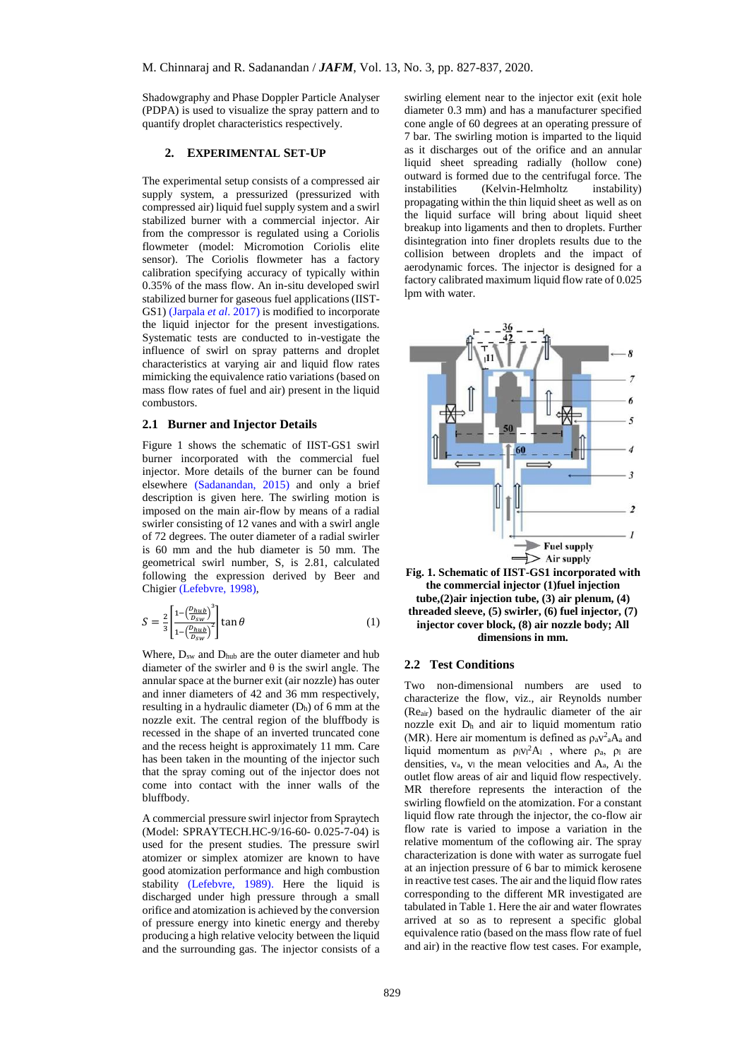Shadowgraphy and Phase Doppler Particle Analyser (PDPA) is used to visualize the spray pattern and to quantify droplet characteristics respectively.

## 2. EXPERIMENTAL SET-UP

The experimental setup consists of a compressed air supply system, a pressurized (pressurized with compressed air) liquid fuel supply system and a swirl stabilized burner with a commercial injector. Air from the compressor is regulated using a Coriolis flowmeter (model: Micromotion Coriolis elite sensor). The Coriolis flowmeter has a factory calibration specifying accuracy of typically within 0.35% of the mass flow. An in-situ developed swirl stabilized burner for gaseous fuel applications (IIST-GS1) (Jarpala *et al*. 2017) is modified to incorporate the liquid injector for the present investigations. Systematic tests are conducted to in-vestigate the influence of swirl on spray patterns and droplet characteristics at varying air and liquid flow rates mimicking the equivalence ratio variations (based on mass flow rates of fuel and air) present in the liquid combustors.

### 2.1 Burner and Injector Details

Figure 1 shows the schematic of IIST-GS1 swirl burner incorporated with the commercial fuel injector. More details of the burner can be found elsewhere (Sadanandan, 2015) and only a brief description is given here. The swirling motion is imposed on the main air-flow by means of a radial swirler consisting of 12 vanes and with a swirl angle of 72 degrees. The outer diameter of a radial swirler is 60 mm and the hub diameter is 50 mm. The geometrical swirl number, S, is 2.81, calculated following the expression derived by Beer and Chigier (Lefebvre, 1998),

$$S = \frac{2}{3}\left[\frac{1-\left(\frac{D_{hub}}{D_{sw}}\right)^3}{1-\left(\frac{D_{hub}}{D_{sw}}\right)^2}\right]\tan\theta \qquad (1)$$

Where, $D_{sw}$ and $D_{hub}$ are the outer diameter and hub diameter of the swirler and θ is the swirl angle. The annular space at the burner exit (air nozzle) has outer and inner diameters of 42 and 36 mm respectively, resulting in a hydraulic diameter ($D_h$) of 6 mm at the nozzle exit. The central region of the bluffbody is recessed in the shape of an inverted truncated cone and the recess height is approximately 11 mm. Care has been taken in the mounting of the injector such that the spray coming out of the injector does not come into contact with the inner walls of the bluffbody.

A commercial pressure swirl injector from Spraytech (Model: SPRAYTECH.HC-9/16-60- 0.025-7-04) is used for the present studies. The pressure swirl atomizer or simplex atomizer are known to have good atomization performance and high combustion stability (Lefebvre, 1989). Here the liquid is discharged under high pressure through a small orifice and atomization is achieved by the conversion of pressure energy into kinetic energy and thereby producing a high relative velocity between the liquid and the surrounding gas. The injector consists of a swirling element near to the injector exit (exit hole diameter 0.3 mm) and has a manufacturer specified cone angle of 60 degrees at an operating pressure of 7 bar. The swirling motion is imparted to the liquid as it discharges out of the orifice and an annular liquid sheet spreading radially (hollow cone) outward is formed due to the centrifugal force. The instabilities (Kelvin-Helmholtz instability) propagating within the thin liquid sheet as well as on the liquid surface will bring about liquid sheet breakup into ligaments and then to droplets. Further disintegration into finer droplets results due to the collision between droplets and the impact of aerodynamic forces. The injector is designed for a factory calibrated maximum liquid flow rate of 0.025 lpm with water.

**Fig. 1. Schematic of IIST-GS1 incorporated with the commercial injector (1)fuel injection tube,(2)air injection tube, (3) air plenum, (4) threaded sleeve, (5) swirler, (6) fuel injector, (7) injector cover block, (8) air nozzle body; All dimensions in mm.**

### 2.2 Test Conditions

Two non-dimensional numbers are used to characterize the flow, viz., air Reynolds number ($Re_{air}$) based on the hydraulic diameter of the air nozzle exit $D_h$ and air to liquid momentum ratio (MR). Here air momentum is defined as $\rho_a v_a^2 A_a$ and liquid momentum as $\rho_l v_l^2 A_l$ , where $\rho_a$, $\rho_l$ are densities, $v_a$, $v_l$ the mean velocities and $A_a$, $A_l$ the outlet flow areas of air and liquid flow respectively. MR therefore represents the interaction of the swirling flowfield on the atomization. For a constant liquid flow rate through the injector, the co-flow air flow rate is varied to impose a variation in the relative momentum of the cofloving air. The spray characterization is done with water as surrogate fuel at an injection pressure of 6 bar to mimick kerosene in reactive test cases. The air and the liquid flow rates corresponding to the different MR investigated are tabulated in Table 1. Here the air and water flowrates arrived at so as to represent a specific global equivalence ratio (based on the mass flow rate of fuel and air) in the reactive flow test cases. For example,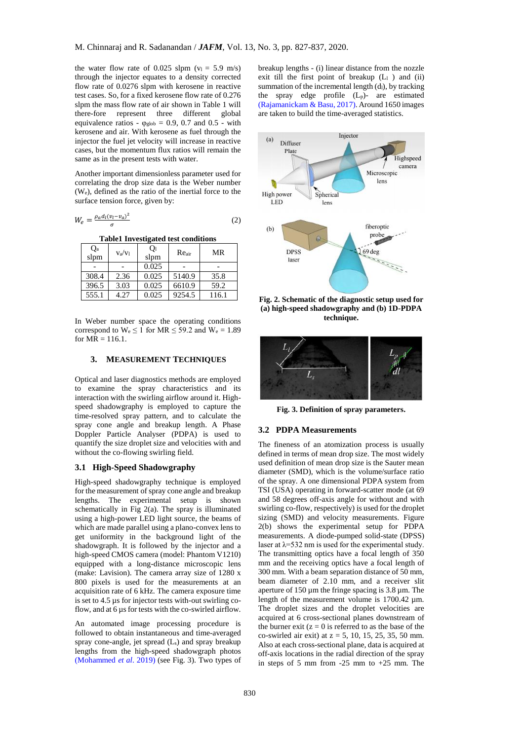the water flow rate of 0.025 slpm ($v_l$ = 5.9 m/s) through the injector equates to a density corrected flow rate of 0.0276 slpm with kerosene in reactive test cases. So, for a fixed kerosene flow rate of 0.276 slpm the mass flow rate of air shown in Table 1 will there-fore represent three different global equivalence ratios - $\varphi_{glob}$ = 0.9, 0.7 and 0.5 - with kerosene and air. With kerosene as fuel through the injector the fuel jet velocity will increase in reactive cases, but the momentum flux ratios will remain the same as in the present tests with water.

Another important dimensionless parameter used for correlating the drop size data is the Weber number ($W_e$), defined as the ratio of the inertial force to the surface tension force, given by:

$$W_e = \frac{\rho_a d_l (v_l - v_a)^2}{\sigma} \quad (2)$$

**Table1 Investigated test conditions**

| $Q_a$ slpm | $v_a/v_l$ | $Q_l$ slpm | $Re_{air}$ | MR |
|---|---|---|---|---|
| - | - | 0.025 | - | - |
| 308.4 | 2.36 | 0.025 | 5140.9 | 35.8 |
| 396.5 | 3.03 | 0.025 | 6610.9 | 59.2 |
| 555.1 | 4.27 | 0.025 | 9254.5 | 116.1 |

In Weber number space the operating conditions correspond to $W_e \leq 1$ for MR $\leq$ 59.2 and $W_e$ = 1.89 for MR = 116.1.

## 3. MEASUREMENT TECHNIQUES

Optical and laser diagnostics methods are employed to examine the spray characteristics and its interaction with the swirling airflow around it. High-speed shadowgraphy is employed to capture the time-resolved spray pattern, and to calculate the spray cone angle and breakup length. A Phase Doppler Particle Analyser (PDPA) is used to quantify the size droplet size and velocities with and without the co-flowing swirling field.

### 3.1 High-Speed Shadowgraphy

High-speed shadowgraphy technique is employed for the measurement of spray cone angle and breakup lengths. The experimental setup is shown schematically in Fig 2(a). The spray is illuminated using a high-power LED light source, the beams of which are made parallel using a plano-convex lens to get uniformity in the background light of the shadowgraph. It is followed by the injector and a high-speed CMOS camera (model: Phantom V1210) equipped with a long-distance microscopic lens (make: Lavision). The camera array size of 1280 x 800 pixels is used for the measurements at an acquisition rate of 6 kHz. The camera exposure time is set to 4.5 µs for injector tests with-out swirling co-flow, and at 6 µs for tests with the co-swirled airflow.

An automated image processing procedure is followed to obtain instantaneous and time-averaged spray cone-angle, jet spread ($L_s$) and spray breakup lengths from the high-speed shadowgraph photos (Mohammed *et al*. 2019) (see Fig. 3). Two types of breakup lengths - (i) linear distance from the nozzle exit till the first point of breakup ($L_l$) and (ii) summation of the incremental length ($d_l$), by tracking the spray edge profile ($L_p$)- are estimated (Rajamanickam & Basu, 2017). Around 1650 images are taken to build the time-averaged statistics.

**Fig. 2. Schematic of the diagnostic setup used for (a) high-speed shadowgraphy and (b) 1D-PDPA technique.**

**Fig. 3. Definition of spray parameters.**

### 3.2 PDPA Measurements

The fineness of an atomization process is usually defined in terms of mean drop size. The most widely used definition of mean drop size is the Sauter mean diameter (SMD), which is the volume/surface ratio of the spray. A one dimensional PDPA system from TSI (USA) operating in forward-scatter mode (at 69 and 58 degrees off-axis angle for without and with swirling co-flow, respectively) is used for the droplet sizing (SMD) and velocity measurements. Figure 2(b) shows the experimental setup for PDPA measurements. A diode-pumped solid-state (DPSS) laser at λ=532 nm is used for the experimental study. The transmitting optics have a focal length of 350 mm and the receiving optics have a focal length of 300 mm. With a beam separation distance of 50 mm, beam diameter of 2.10 mm, and a receiver slit aperture of 150 µm the fringe spacing is 3.8 µm. The length of the measurement volume is 1700.42 µm. The droplet sizes and the droplet velocities are acquired at 6 cross-sectional planes downstream of the burner exit (z = 0 is referred to as the base of the co-swirled air exit) at z = 5, 10, 15, 25, 35, 50 mm. Also at each cross-sectional plane, data is acquired at off-axis locations in the radial direction of the spray in steps of 5 mm from -25 mm to +25 mm. The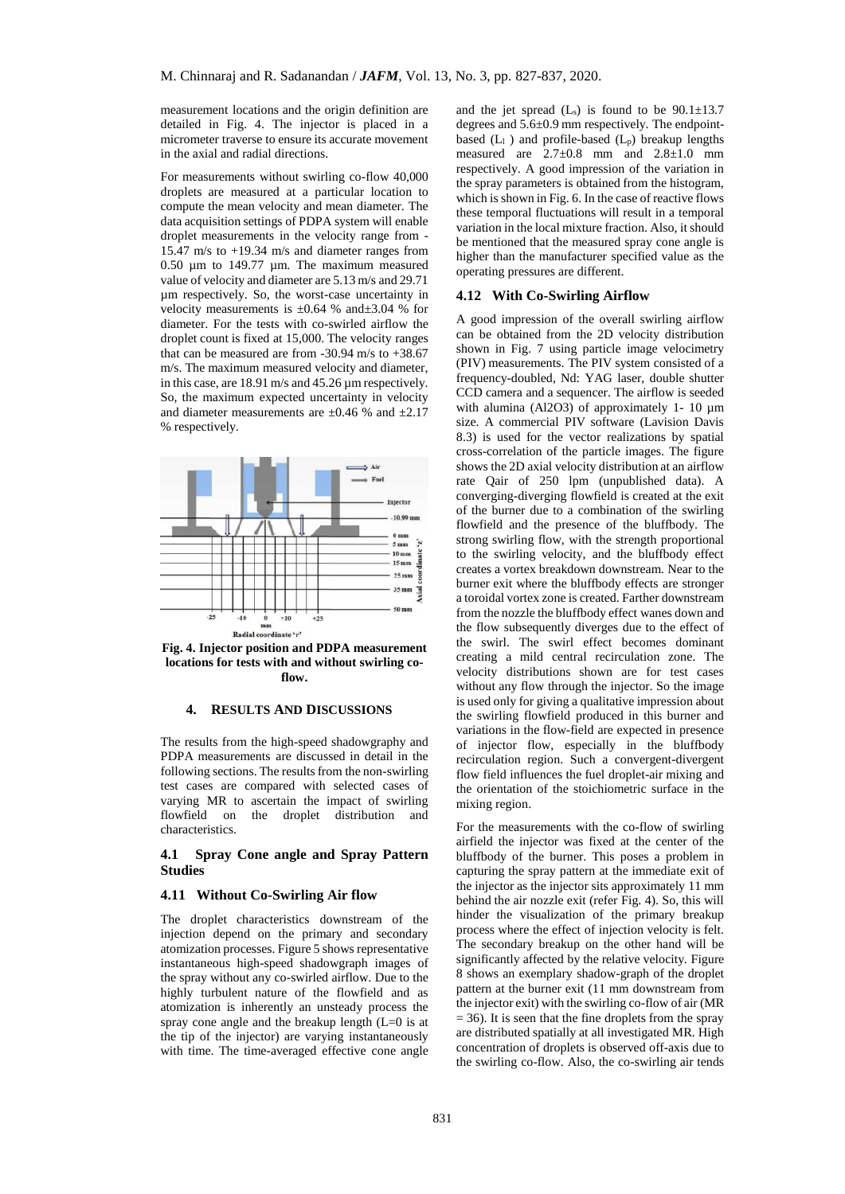measurement locations and the origin definition are detailed in Fig. 4. The injector is placed in a micrometer traverse to ensure its accurate movement in the axial and radial directions.

For measurements without swirling co-flow 40,000 droplets are measured at a particular location to compute the mean velocity and mean diameter. The data acquisition settings of PDPA system will enable droplet measurements in the velocity range from -15.47 m/s to +19.34 m/s and diameter ranges from 0.50 µm to 149.77 µm. The maximum measured value of velocity and diameter are 5.13 m/s and 29.71 µm respectively. So, the worst-case uncertainty in velocity measurements is ±0.64 % and±3.04 % for diameter. For the tests with co-swirled airflow the droplet count is fixed at 15,000. The velocity ranges that can be measured are from -30.94 m/s to +38.67 m/s. The maximum measured velocity and diameter, in this case, are 18.91 m/s and 45.26 µm respectively. So, the maximum expected uncertainty in velocity and diameter measurements are ±0.46 % and ±2.17 % respectively.

**Fig. 4. Injector position and PDPA measurement locations for tests with and without swirling co-flow.**

## 4. Results and Discussions

The results from the high-speed shadowgraphy and PDPA measurements are discussed in detail in the following sections. The results from the non-swirling test cases are compared with selected cases of varying MR to ascertain the impact of swirling flowfield on the droplet distribution and characteristics.

### 4.1 Spray Cone angle and Spray Pattern Studies

#### 4.11 Without Co-Swirling Air flow

The droplet characteristics downstream of the injection depend on the primary and secondary atomization processes. Figure 5 shows representative instantaneous high-speed shadowgraph images of the spray without any co-swirled airflow. Due to the highly turbulent nature of the flowfield and as atomization is inherently an unsteady process the spray cone angle and the breakup length (L=0 is at the tip of the injector) are varying instantaneously with time. The time-averaged effective cone angle and the jet spread ($L_s$) is found to be 90.1±13.7 degrees and 5.6±0.9 mm respectively. The endpoint-based ($L_l$ ) and profile-based ($L_p$) breakup lengths measured are 2.7±0.8 mm and 2.8±1.0 mm respectively. A good impression of the variation in the spray parameters is obtained from the histogram, which is shown in Fig. 6. In the case of reactive flows these temporal fluctuations will result in a temporal variation in the local mixture fraction. Also, it should be mentioned that the measured spray cone angle is higher than the manufacturer specified value as the operating pressures are different.

#### 4.12 With Co-Swirling Airflow

A good impression of the overall swirling airflow can be obtained from the 2D velocity distribution shown in Fig. 7 using particle image velocimetry (PIV) measurements. The PIV system consisted of a frequency-doubled, Nd: YAG laser, double shutter CCD camera and a sequencer. The airflow is seeded with alumina ($Al_2O_3$) of approximately 1- 10 µm size. A commercial PIV software (Lavision Davis 8.3) is used for the vector realizations by spatial cross-correlation of the particle images. The figure shows the 2D axial velocity distribution at an airflow rate Qair of 250 lpm (unpublished data). A converging-diverging flowfield is created at the exit of the burner due to a combination of the swirling flowfield and the presence of the bluffbody. The strong swirling flow, with the strength proportional to the swirling velocity, and the bluffbody effect creates a vortex breakdown downstream. Near to the burner exit where the bluffbody effects are stronger a toroidal vortex zone is created. Farther downstream from the nozzle the bluffbody effect wanes down and the flow subsequently diverges due to the effect of the swirl. The swirl effect becomes dominant creating a mild central recirculation zone. The velocity distributions shown are for test cases without any flow through the injector. So the image is used only for giving a qualitative impression about the swirling flowfield produced in this burner and variations in the flow-field are expected in presence of injector flow, especially in the bluffbody recirculation region. Such a convergent-divergent flow field influences the fuel droplet-air mixing and the orientation of the stoichiometric surface in the mixing region.

For the measurements with the co-flow of swirling airfield the injector was fixed at the center of the bluffbody of the burner. This poses a problem in capturing the spray pattern at the immediate exit of the injector as the injector sits approximately 11 mm behind the air nozzle exit (refer Fig. 4). So, this will hinder the visualization of the primary breakup process where the effect of injection velocity is felt. The secondary breakup on the other hand will be significantly affected by the relative velocity. Figure 8 shows an exemplary shadow-graph of the droplet pattern at the burner exit (11 mm downstream from the injector exit) with the swirling co-flow of air (MR = 36). It is seen that the fine droplets from the spray are distributed spatially at all investigated MR. High concentration of droplets is observed off-axis due to the swirling co-flow. Also, the co-swirling air tends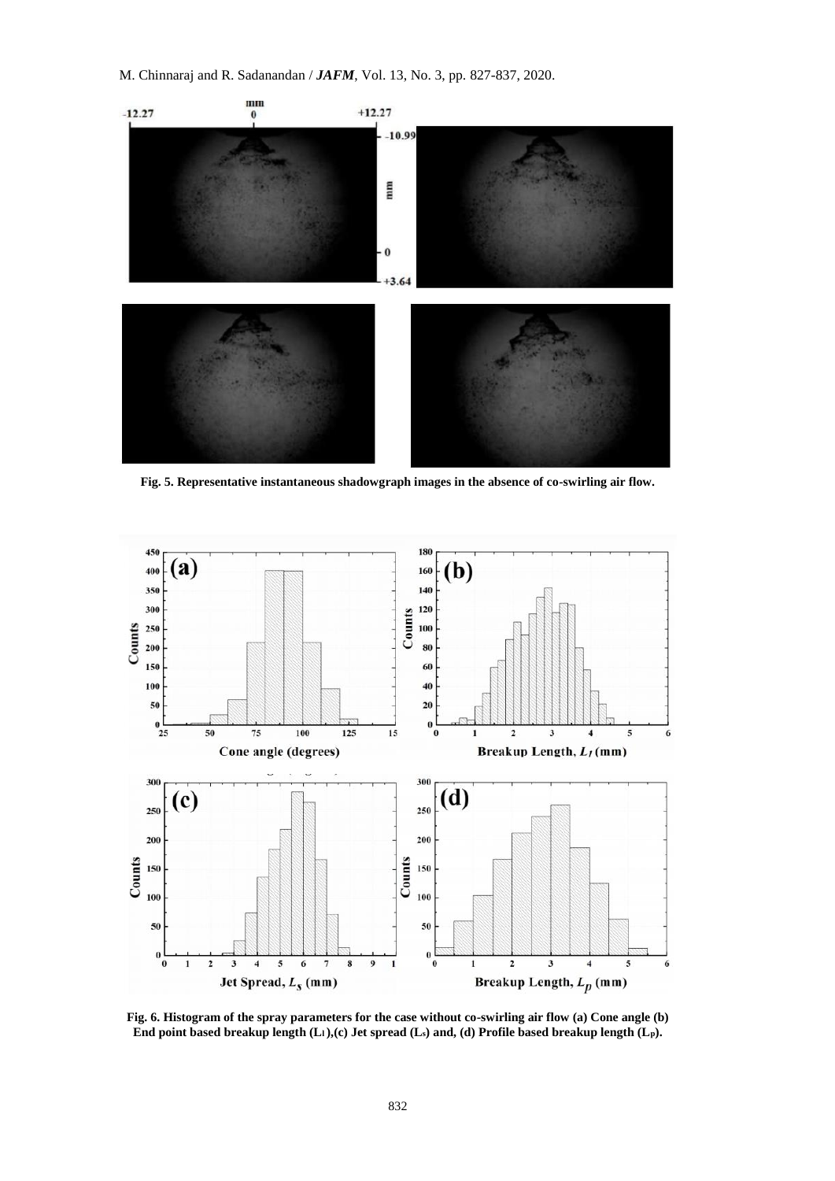Fig. 5. Representative instantaneous shadowgraph images in the absence of co-swirling air flow.

Fig. 6. Histogram of the spray parameters for the case without co-swirling air flow (a) Cone angle (b) End point based breakup length ($L_l$),(c) Jet spread ($L_s$) and, (d) Profile based breakup length ($L_p$).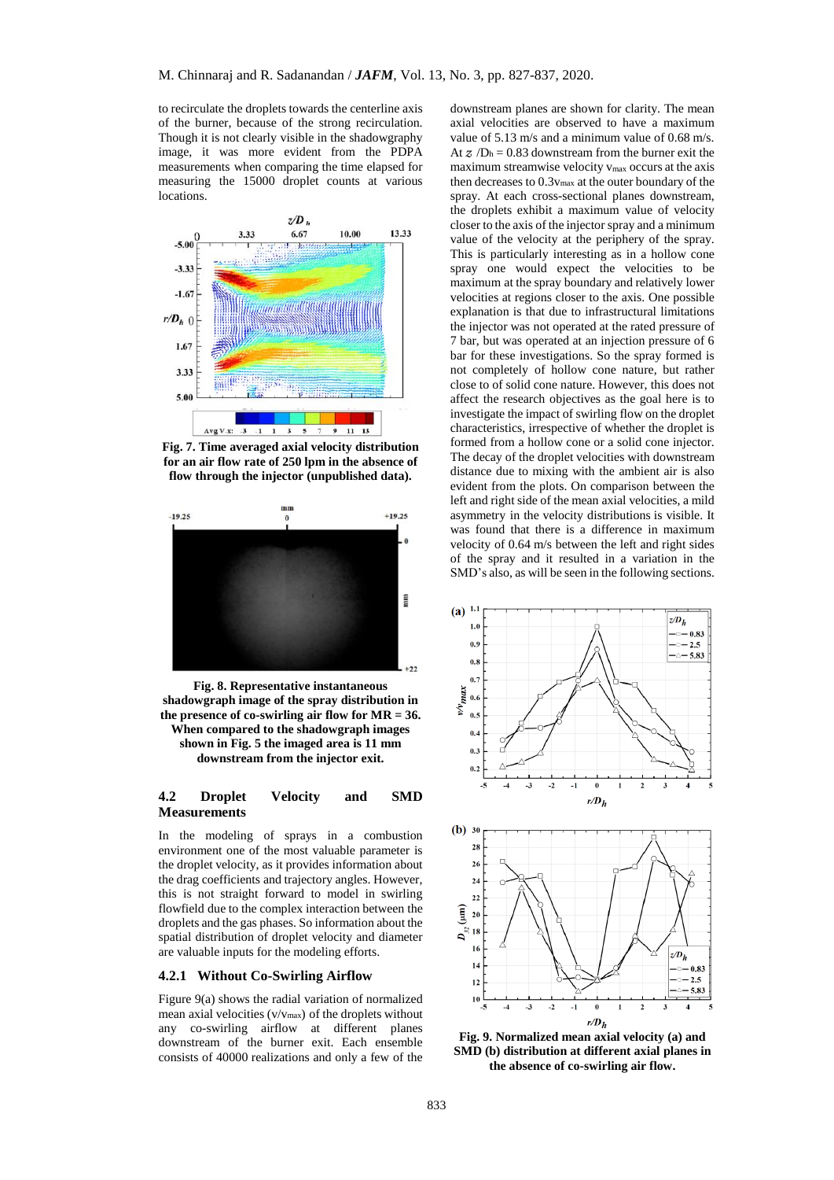to recirculate the droplets towards the centerline axis of the burner, because of the strong recirculation. Though it is not clearly visible in the shadowgraphy image, it was more evident from the PDPA measurements when comparing the time elapsed for measuring the 15000 droplet counts at various locations.

**Fig. 7. Time averaged axial velocity distribution for an air flow rate of 250 lpm in the absence of flow through the injector (unpublished data).**

**Fig. 8. Representative instantaneous shadowgraph image of the spray distribution in the presence of co-swirling air flow for MR = 36. When compared to the shadowgraph images shown in Fig. 5 the imaged area is 11 mm downstream from the injector exit.**

### 4.2 Droplet Velocity and SMD Measurements

In the modeling of sprays in a combustion environment one of the most valuable parameter is the droplet velocity, as it provides information about the drag coefficients and trajectory angles. However, this is not straight forward to model in swirling flowfield due to the complex interaction between the droplets and the gas phases. So information about the spatial distribution of droplet velocity and diameter are valuable inputs for the modeling efforts.

#### 4.2.1 Without Co-Swirling Airflow

Figure 9(a) shows the radial variation of normalized mean axial velocities ($v/v_{max}$) of the droplets without any co-swirling airflow at different planes downstream of the burner exit. Each ensemble consists of 40000 realizations and only a few of the downstream planes are shown for clarity. The mean axial velocities are observed to have a maximum value of 5.13 m/s and a minimum value of 0.68 m/s. At $z/D_h = 0.83$ downstream from the burner exit the maximum streamwise velocity $v_{max}$ occurs at the axis then decreases to $0.3v_{max}$ at the outer boundary of the spray. At each cross-sectional planes downstream, the droplets exhibit a maximum value of velocity closer to the axis of the injector spray and a minimum value of the velocity at the periphery of the spray. This is particularly interesting as in a hollow cone spray one would expect the velocities to be maximum at the spray boundary and relatively lower velocities at regions closer to the axis. One possible explanation is that due to infrastructural limitations the injector was not operated at the rated pressure of 7 bar, but was operated at an injection pressure of 6 bar for these investigations. So the spray formed is not completely of hollow cone nature, but rather close to of solid cone nature. However, this does not affect the research objectives as the goal here is to investigate the impact of swirling flow on the droplet characteristics, irrespective of whether the droplet is formed from a hollow cone or a solid cone injector. The decay of the droplet velocities with downstream distance due to mixing with the ambient air is also evident from the plots. On comparison between the left and right side of the mean axial velocities, a mild asymmetry in the velocity distributions is visible. It was found that there is a difference in maximum velocity of 0.64 m/s between the left and right sides of the spray and it resulted in a variation in the SMD's also, as will be seen in the following sections.

**Fig. 9. Normalized mean axial velocity (a) and SMD (b) distribution at different axial planes in the absence of co-swirling air flow.**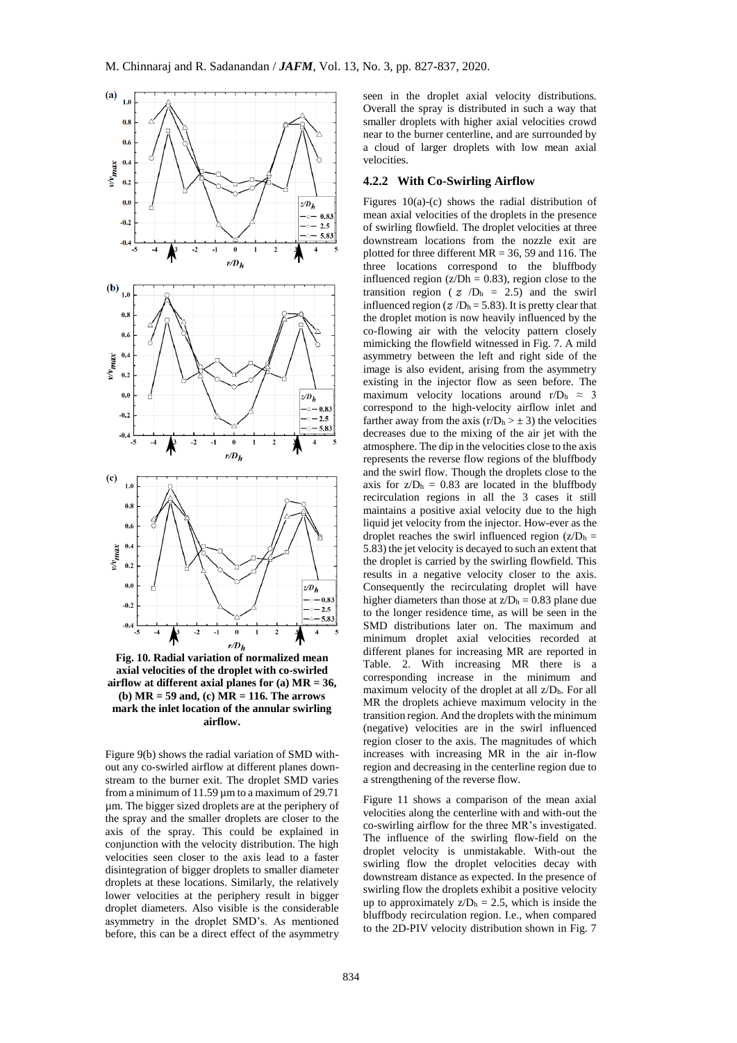Fig. 10. Radial variation of normalized mean axial velocities of the droplet with co-swirled airflow at different axial planes for (a) MR = 36, (b) MR = 59 and, (c) MR = 116. The arrows mark the inlet location of the annular swirling airflow.

Figure 9(b) shows the radial variation of SMD with-out any co-swirled airflow at different planes downstream to the burner exit. The droplet SMD varies from a minimum of 11.59 μm to a maximum of 29.71 μm. The bigger sized droplets are at the periphery of the spray and the smaller droplets are closer to the axis of the spray. This could be explained in conjunction with the velocity distribution. The high velocities seen closer to the axis lead to a faster disintegration of bigger droplets to smaller diameter droplets at these locations. Similarly, the relatively lower velocities at the periphery result in bigger droplet diameters. Also visible is the considerable asymmetry in the droplet SMD's. As mentioned before, this can be a direct effect of the asymmetry seen in the droplet axial velocity distributions. Overall the spray is distributed in such a way that smaller droplets with higher axial velocities crowd near to the burner centerline, and are surrounded by a cloud of larger droplets with low mean axial velocities.

### 4.2.2 With Co-Swirling Airflow

Figures 10(a)-(c) shows the radial distribution of mean axial velocities of the droplets in the presence of swirling flowfield. The droplet velocities at three downstream locations from the nozzle exit are plotted for three different MR = 36, 59 and 116. The three locations correspond to the bluffbody influenced region ($z/D_h = 0.83$), region close to the transition region ($z/D_h = 2.5$) and the swirl influenced region ($z/D_h = 5.83$). It is pretty clear that the droplet motion is now heavily influenced by the co-flowing air with the velocity pattern closely mimicking the flowfield witnessed in Fig. 7. A mild asymmetry between the left and right side of the image is also evident, arising from the asymmetry existing in the injector flow as seen before. The maximum velocity locations around $r/D_h \approx 3$ correspond to the high-velocity airflow inlet and farther away from the axis ($r/D_h > \pm 3$) the velocities decreases due to the mixing of the air jet with the atmosphere. The dip in the velocities close to the axis represents the reverse flow regions of the bluffbody and the swirl flow. Though the droplets close to the axis for $z/D_h = 0.83$ are located in the bluffbody recirculation regions in all the 3 cases it still maintains a positive axial velocity due to the high liquid jet velocity from the injector. How-ever as the droplet reaches the swirl influenced region ($z/D_h = 5.83$) the jet velocity is decayed to such an extent that the droplet is carried by the swirling flowfield. This results in a negative velocity closer to the axis. Consequently the recirculating droplet will have higher diameters than those at $z/D_h = 0.83$ plane due to the longer residence time, as will be seen in the SMD distributions later on. The maximum and minimum droplet axial velocities recorded at different planes for increasing MR are reported in Table. 2. With increasing MR there is a corresponding increase in the minimum and maximum velocity of the droplet at all $z/D_h$. For all MR the droplets achieve maximum velocity in the transition region. And the droplets with the minimum (negative) velocities are in the swirl influenced region closer to the axis. The magnitudes of which increases with increasing MR in the air in-flow region and decreasing in the centerline region due to a strengthening of the reverse flow.

Figure 11 shows a comparison of the mean axial velocities along the centerline with and with-out the co-swirling airflow for the three MR's investigated. The influence of the swirling flow-field on the droplet velocity is unmistakable. With-out the swirling flow the droplet velocities decay with downstream distance as expected. In the presence of swirling flow the droplets exhibit a positive velocity up to approximately $z/D_h = 2.5$, which is inside the bluffbody recirculation region. I.e., when compared to the 2D-PIV velocity distribution shown in Fig. 7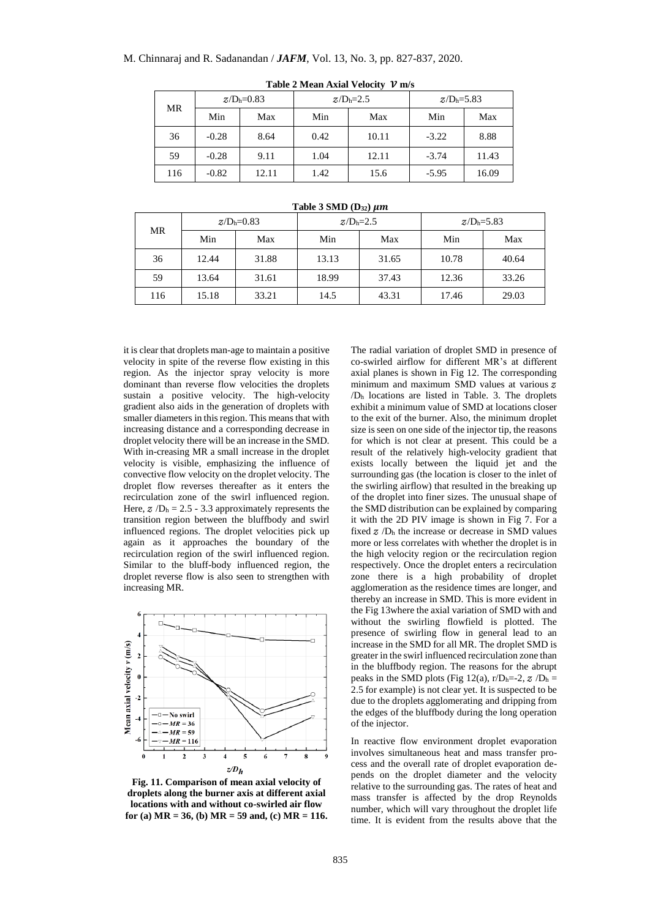**Table 2 Mean Axial Velocity $v$ m/s**

| MR | $z/D_h$=0.83 | | $z/D_h$=2.5 | | $z/D_h$=5.83 | |
|---|---|---|---|---|---|---|
| | Min | Max | Min | Max | Min | Max |
| 36 | -0.28 | 8.64 | 0.42 | 10.11 | -3.22 | 8.88 |
| 59 | -0.28 | 9.11 | 1.04 | 12.11 | -3.74 | 11.43 |
| 116 | -0.82 | 12.11 | 1.42 | 15.6 | -5.95 | 16.09 |

**Table 3 SMD ($D_{32}$) $\mu m$**

| MR | $z/D_h$=0.83 | | $z/D_h$=2.5 | | $z/D_h$=5.83 | |
|---|---|---|---|---|---|---|
| | Min | Max | Min | Max | Min | Max |
| 36 | 12.44 | 31.88 | 13.13 | 31.65 | 10.78 | 40.64 |
| 59 | 13.64 | 31.61 | 18.99 | 37.43 | 12.36 | 33.26 |
| 116 | 15.18 | 33.21 | 14.5 | 43.31 | 17.46 | 29.03 |

it is clear that droplets man-age to maintain a positive velocity in spite of the reverse flow existing in this region. As the injector spray velocity is more dominant than reverse flow velocities the droplets sustain a positive velocity. The high-velocity gradient also aids in the generation of droplets with smaller diameters in this region. This means that with increasing distance and a corresponding decrease in droplet velocity there will be an increase in the SMD. With in-creasing MR a small increase in the droplet velocity is visible, emphasizing the influence of convective flow velocity on the droplet velocity. The droplet flow reverses thereafter as it enters the recirculation zone of the swirl influenced region. Here, $z/D_h = 2.5$ - 3.3 approximately represents the transition region between the bluffbody and swirl influenced regions. The droplet velocities pick up again as it approaches the boundary of the recirculation region of the swirl influenced region. Similar to the bluff-body influenced region, the droplet reverse flow is also seen to strengthen with increasing MR.

**Fig. 11. Comparison of mean axial velocity of droplets along the burner axis at different axial locations with and without co-swirled air flow for (a) MR = 36, (b) MR = 59 and, (c) MR = 116.**

The radial variation of droplet SMD in presence of co-swirled airflow for different MR's at different axial planes is shown in Fig 12. The corresponding minimum and maximum SMD values at various $z/D_h$ locations are listed in Table. 3. The droplets exhibit a minimum value of SMD at locations closer to the exit of the burner. Also, the minimum droplet size is seen on one side of the injector tip, the reasons for which is not clear at present. This could be a result of the relatively high-velocity gradient that exists locally between the liquid jet and the surrounding gas (the location is closer to the inlet of the swirling airflow) that resulted in the breaking up of the droplet into finer sizes. The unusual shape of the SMD distribution can be explained by comparing it with the 2D PIV image is shown in Fig 7. For a fixed $z/D_h$ the increase or decrease in SMD values more or less correlates with whether the droplet is in the high velocity region or the recirculation region respectively. Once the droplet enters a recirculation zone there is a high probability of droplet agglomeration as the residence times are longer, and thereby an increase in SMD. This is more evident in the Fig 13where the axial variation of SMD with and without the swirling flowfield is plotted. The presence of swirling flow in general lead to an increase in the SMD for all MR. The droplet SMD is greater in the swirl influenced recirculation zone than in the bluffbody region. The reasons for the abrupt peaks in the SMD plots (Fig 12(a), $r/D_h$=-2, $z/D_h$ = 2.5 for example) is not clear yet. It is suspected to be due to the droplets agglomerating and dripping from the edges of the bluffbody during the long operation of the injector.

In reactive flow environment droplet evaporation involves simultaneous heat and mass transfer pro-cess and the overall rate of droplet evaporation de-pends on the droplet diameter and the velocity relative to the surrounding gas. The rates of heat and mass transfer is affected by the drop Reynolds number, which will vary throughout the droplet life time. It is evident from the results above that the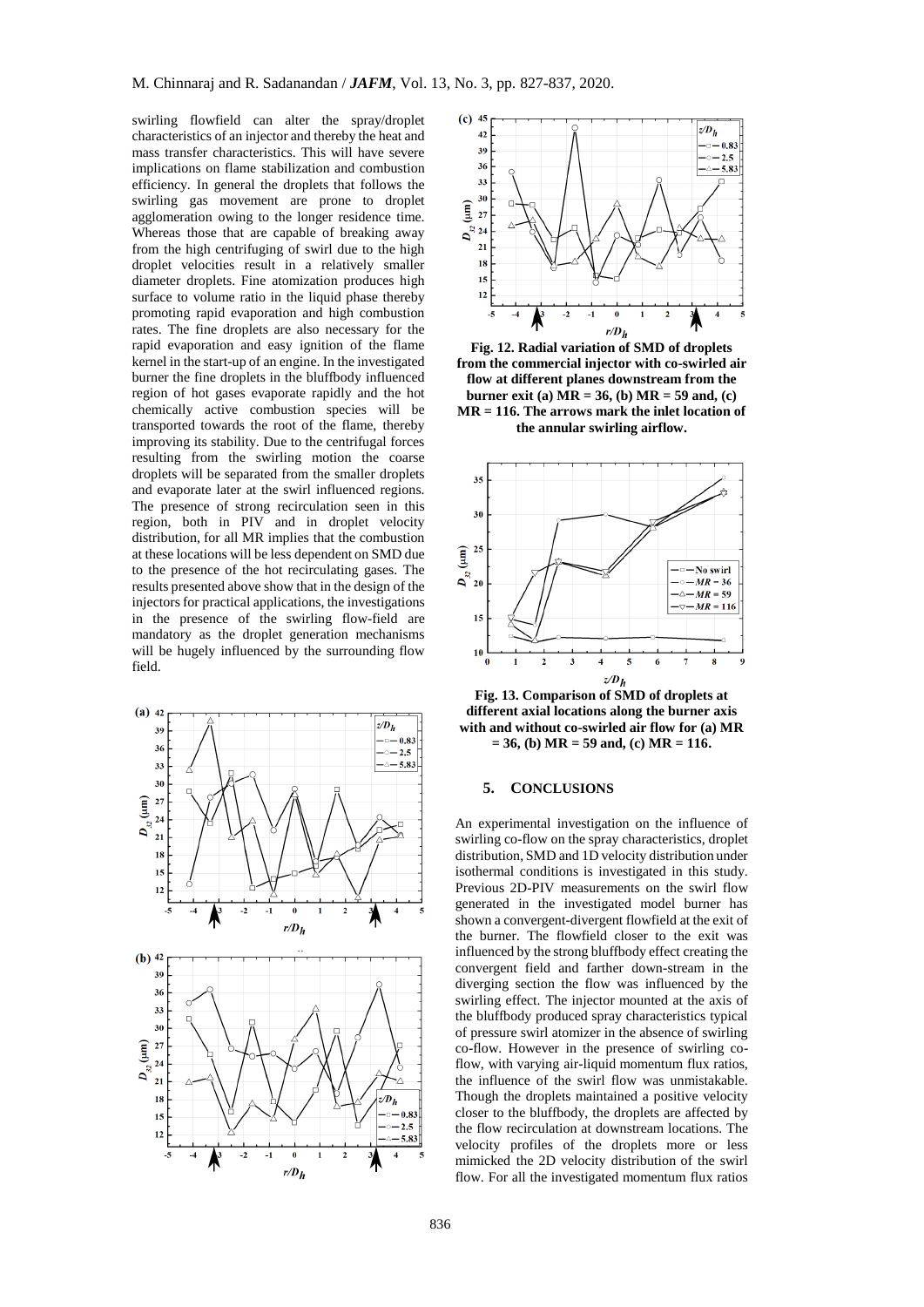swirling flowfield can alter the spray/droplet characteristics of an injector and thereby the heat and mass transfer characteristics. This will have severe implications on flame stabilization and combustion efficiency. In general the droplets that follows the swirling gas movement are prone to droplet agglomeration owing to the longer residence time. Whereas those that are capable of breaking away from the high centrifuging of swirl due to the high droplet velocities result in a relatively smaller diameter droplets. Fine atomization produces high surface to volume ratio in the liquid phase thereby promoting rapid evaporation and high combustion rates. The fine droplets are also necessary for the rapid evaporation and easy ignition of the flame kernel in the start-up of an engine. In the investigated burner the fine droplets in the bluffbody influenced region of hot gases evaporate rapidly and the hot chemically active combustion species will be transported towards the root of the flame, thereby improving its stability. Due to the centrifugal forces resulting from the swirling motion the coarse droplets will be separated from the smaller droplets and evaporate later at the swirl influenced regions. The presence of strong recirculation seen in this region, both in PIV and in droplet velocity distribution, for all MR implies that the combustion at these locations will be less dependent on SMD due to the presence of the hot recirculating gases. The results presented above show that in the design of the injectors for practical applications, the investigations in the presence of the swirling flow-field are mandatory as the droplet generation mechanisms will be hugely influenced by the surrounding flow field.

**Fig. 12. Radial variation of SMD of droplets from the commercial injector with co-swirled air flow at different planes downstream from the burner exit (a) MR = 36, (b) MR = 59 and, (c) MR = 116. The arrows mark the inlet location of the annular swirling airflow.**

**Fig. 13. Comparison of SMD of droplets at different axial locations along the burner axis with and without co-swirled air flow for (a) MR = 36, (b) MR = 59 and, (c) MR = 116.**

## 5. CONCLUSIONS

An experimental investigation on the influence of swirling co-flow on the spray characteristics, droplet distribution, SMD and 1D velocity distribution under isothermal conditions is investigated in this study. Previous 2D-PIV measurements on the swirl flow generated in the investigated model burner has shown a convergent-divergent flowfield at the exit of the burner. The flowfield closer to the exit was influenced by the strong bluffbody effect creating the convergent field and farther down-stream in the diverging section the flow was influenced by the swirling effect. The injector mounted at the axis of the bluffbody produced spray characteristics typical of pressure swirl atomizer in the absence of swirling co-flow. However in the presence of swirling co-flow, with varying air-liquid momentum flux ratios, the influence of the swirl flow was unmistakable. Though the droplets maintained a positive velocity closer to the bluffbody, the droplets are affected by the flow recirculation at downstream locations. The velocity profiles of the droplets more or less mimicked the 2D velocity distribution of the swirl flow. For all the investigated momentum flux ratios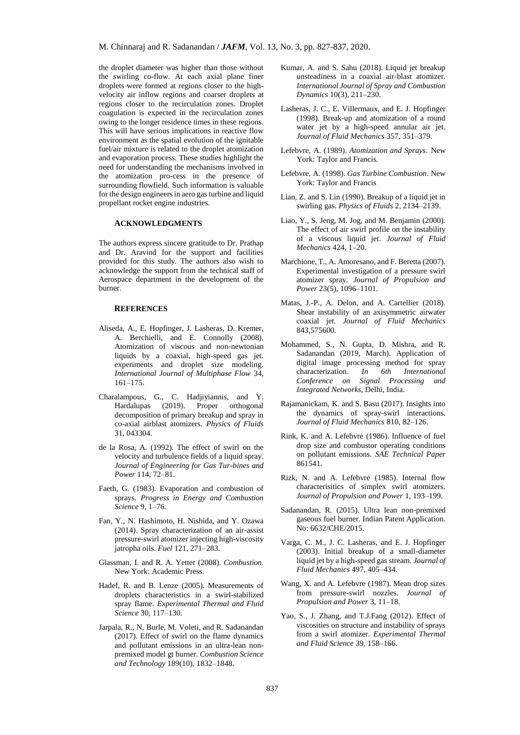the droplet diameter was higher than those without the swirling co-flow. At each axial plane finer droplets were formed at regions closer to the high-velocity air inflow regions and coarser droplets at regions closer to the recirculation zones. Droplet coagulation is expected in the recirculation zones owing to the longer residence times in these regions. This will have serious implications in reactive flow environment as the spatial evolution of the ignitable fuel/air mixture is related to the droplet atomization and evaporation process. These studies highlight the need for understanding the mechanisms involved in the atomization pro-cess in the presence of surrounding flowfield. Such information is valuable for the design engineers in aero gas turbine and liquid propellant rocket engine industries.

## ACKNOWLEDGMENTS

The authors express sincere gratitude to Dr. Prathap and Dr. Aravind for the support and facilities provided for this study. The authors also wish to acknowledge the support from the technical staff of Aerospace department in the development of the burner.

## REFERENCES

Aliseda, A., E. Hopfinger, J. Lasheras, D. Kremer, A. Berchielli, and E. Connolly (2008). Atomization of viscous and non-newtonian liquids by a coaxial, high-speed gas jet. experiments and droplet size modeling. *International Journal of Multiphase Flow* 34, 161–175.

Charalampous, G., C. Hadjiyiannis, and Y. Hardalupas (2019). Proper orthogonal decomposition of primary breakup and spray in co-axial airblast atomizers. *Physics of Fluids* 31, 043304.

de la Rosa, A. (1992). The effect of swirl on the velocity and turbulence fields of a liquid spray. *Journal of Engineering for Gas Tur-bines and Power* 114, 72–81.

Faeth, G. (1983). Evaporation and combustion of sprays. *Progress in Energy and Combustion Science* 9, 1–76.

Fan, Y., N. Hashimoto, H. Nishida, and Y. Ozawa (2014). Spray characterization of an air-assist pressure-swirl atomizer injecting high-viscosity jatropha oils. *Fuel* 121, 271–283.

Glassman, I. and R. A. Yetter (2008). *Combustion*. New York: Academic Press.

Hadef, R. and B. Lenze (2005). Measurements of droplets characteristics in a swirl-stabilized spray flame. *Experimental Thermal and Fluid Science* 30, 117–130.

Jarpala, R., N. Burle, M. Voleti, and R. Sadanandan (2017). Effect of swirl on the flame dynamics and pollutant emissions in an ultra-lean non-premixed model gt burner. *Combustion Science and Technology* 189(10), 1832–1848.

Kumar, A. and S. Sahu (2018). Liquid jet breakup unsteadiness in a coaxial air-blast atomizer. *International Journal of Spray and Combustion Dynamics* 10(3), 211–230.

Lasheras, J. C., E. Villermaux, and E. J. Hopfinger (1998). Break-up and atomization of a round water jet by a high-speed annular air jet. *Journal of Fluid Mechanics* 357, 351–379.

Lefebvre, A. (1989). *Atomization and Sprays*. New York: Taylor and Francis.

Lefebvre, A. (1998). *Gas Turbine Combustion*. New York: Taylor and Francis

Lian, Z. and S. Lin (1990). Breakup of a liquid jet in swirling gas. *Physics of Fluids* 2, 2134–2139.

Liao, Y., S. Jeng, M. Jog, and M. Benjamin (2000). The effect of air swirl profile on the instability of a viscous liquid jet. *Journal of Fluid Mechanics* 424, 1–20.

Marchione, T., A. Amoresano, and F. Beretta (2007). Experimental investigation of a pressure swirl atomizer spray. *Journal of Propulsion and Power* 23(5), 1096–1101.

Matas, J.-P., A. Delon, and A. Cartellier (2018). Shear instability of an axisymmetric airwater coaxial jet. *Journal of Fluid Mechanics* 843,575600.

Mohammed, S., N. Gupta, D. Mishra, and R. Sadanandan (2019, March). Application of digital image processing method for spray characterization. *In 6th International Conference on Signal Processing and Integrated Networks*, Delhi, India.

Rajamanickam, K. and S. Basu (2017). Insights into the dynamics of spray-swirl interactions. *Journal of Fluid Mechanics* 810, 82–126.

Rink, K. and A. Lefebvre (1986). Influence of fuel drop size and combustor operating conditions on pollutant emissions. *SAE Technical Paper* 861541.

Rizk, N. and A. Lefebvre (1985). Internal flow characterisitics of simplex swirl atomizers. *Journal of Propulsion and Power* 1, 193–199.

Sadanandan, R. (2015). Ultra lean non-premixed gaseous fuel burner. Indian Patent Application. No: 6632/CHE/2015.

Varga, C. M., J. C. Lasheras, and E. J. Hopfinger (2003). Initial breakup of a small-diameter liquid jet by a high-speed gas stream. *Journal of Fluid Mechanics* 497, 405–434.

Wang, X. and A. Lefebvre (1987). Mean drop sizes from pressure-swirl nozzles. *Journal of Propulsion and Power* 3, 11–18.

Yao, S., J. Zhang, and T.J.Fang (2012). Effect of viscosities on structure and instability of sprays from a swirl atomizer. *Experimental Thermal and Fluid Science* 39, 158–166.